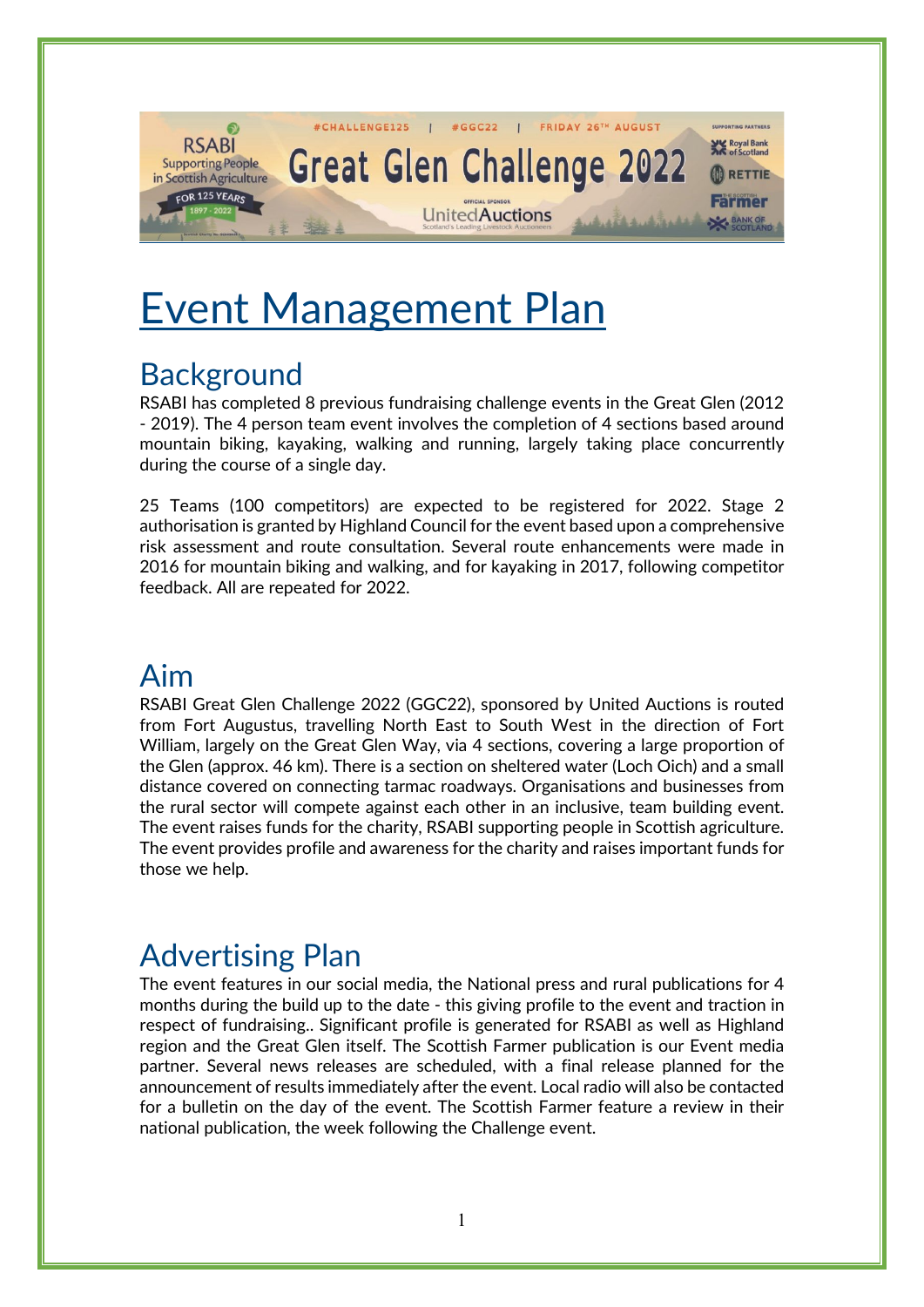# Event Management Plan

## Background

RSABI has completed 8 previous fundraising challenge events in the Great Glen (2012 - 2019). The 4 person team event involves the completion of 4 sections based around mountain biking, kayaking, walking and running, largely taking place concurrently during the course of a single day.

25 Teams (100 competitors) are expected to be registered for 2022. Stage 2 authorisation is granted by Highland Council for the event based upon a comprehensive risk assessment and route consultation. Several route enhancements were made in 2016 for mountain biking and walking, and for kayaking in 2017, following competitor feedback. All are repeated for 2022.

## Aim

RSABI Great Glen Challenge 2022 (GGC22), sponsored by United Auctions is routed from Fort Augustus, travelling North East to South West in the direction of Fort William, largely on the Great Glen Way, via 4 sections, covering a large proportion of the Glen (approx. 46 km). There is a section on sheltered water (Loch Oich) and a small distance covered on connecting tarmac roadways. Organisations and businesses from the rural sector will compete against each other in an inclusive, team building event. The event raises funds for the charity, RSABI supporting people in Scottish agriculture. The event provides profile and awareness for the charity and raises important funds for those we help.

## Advertising Plan

The event features in our social media, the National press and rural publications for 4 months during the build up to the date - this giving profile to the event and traction in respect of fundraising.. Significant profile is generated for RSABI as well as Highland region and the Great Glen itself. The Scottish Farmer publication is our Event media partner. Several news releases are scheduled, with a final release planned for the announcement of results immediately after the event. Local radio will also be contacted for a bulletin on the day of the event. The Scottish Farmer feature a review in their national publication, the week following the Challenge event.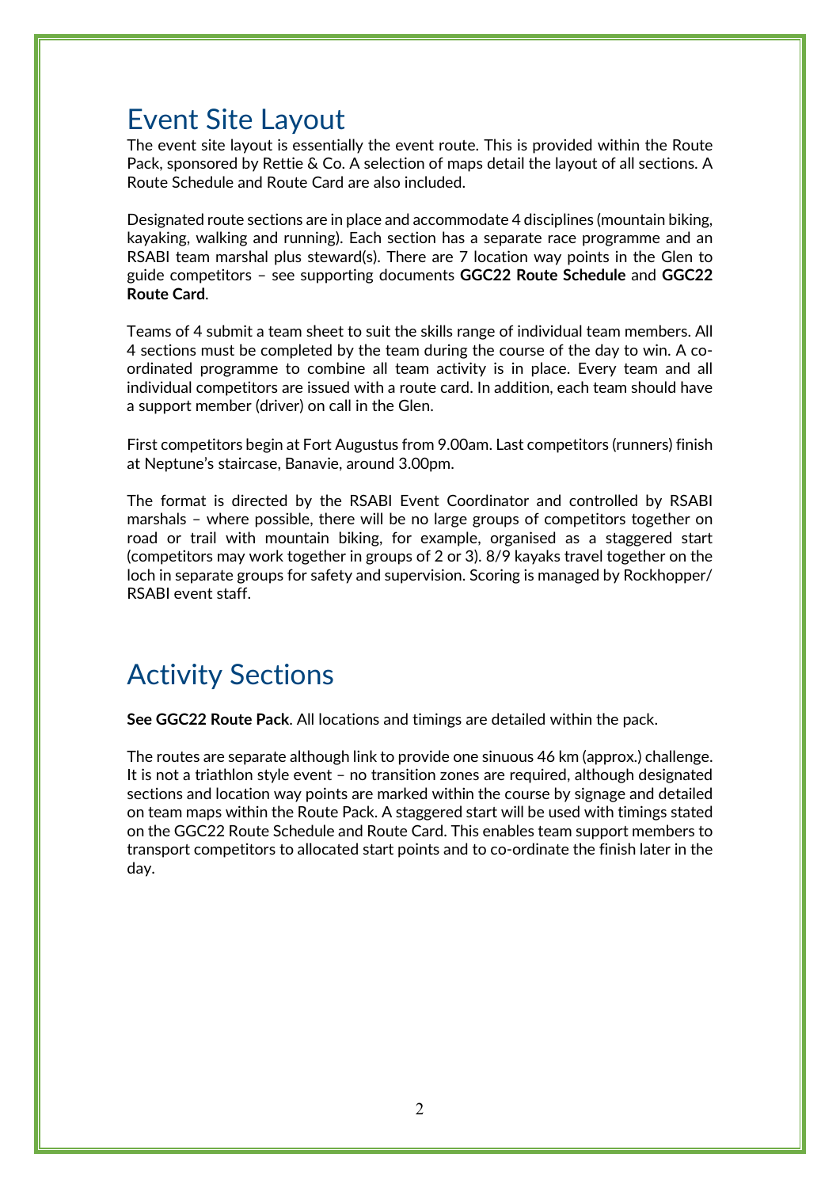## Event Site Layout

The event site layout is essentially the event route. This is provided within the Route Pack, sponsored by Rettie & Co. A selection of maps detail the layout of all sections. A Route Schedule and Route Card are also included.

Designated route sections are in place and accommodate 4 disciplines (mountain biking, kayaking, walking and running). Each section has a separate race programme and an RSABI team marshal plus steward(s). There are 7 location way points in the Glen to guide competitors – see supporting documents **GGC22 Route Schedule** and **GGC22 Route Card**.

Teams of 4 submit a team sheet to suit the skills range of individual team members. All 4 sections must be completed by the team during the course of the day to win. A co-ordinated programme to combine all team activity is in place. Every team and all individual competitors are issued with a route card. In addition, each team should have a support member (driver) on call in the Glen.

First competitors begin at Fort Augustus from 9.00am. Last competitors (runners) finish at Neptune's staircase, Banavie, around 3.00pm.

The format is directed by the RSABI Event Coordinator and controlled by RSABI marshals – where possible, there will be no large groups of competitors together on road or trail with mountain biking, for example, organised as a staggered start (competitors may work together in groups of 2 or 3). 8/9 kayaks travel together on the loch in separate groups for safety and supervision. Scoring is managed by Rockhopper/ RSABI event staff.

## Activity Sections

**See GGC22 Route Pack**. All locations and timings are detailed within the pack.

The routes are separate although link to provide one sinuous 46 km (approx.) challenge. It is not a triathlon style event – no transition zones are required, although designated sections and location way points are marked within the course by signage and detailed on team maps within the Route Pack. A staggered start will be used with timings stated on the GGC22 Route Schedule and Route Card. This enables team support members to transport competitors to allocated start points and to co-ordinate the finish later in the day.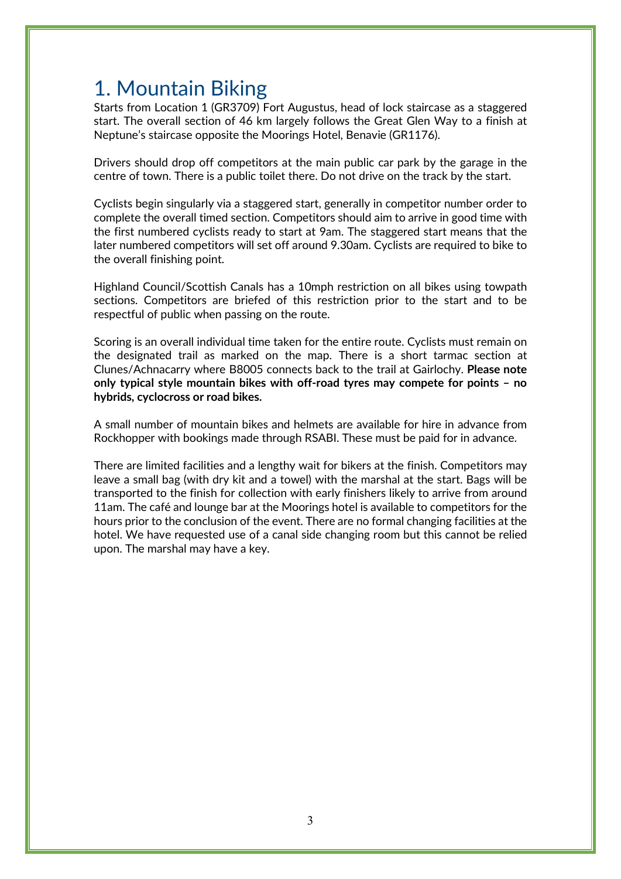# 1. Mountain Biking

Starts from Location 1 (GR3709) Fort Augustus, head of lock staircase as a staggered start. The overall section of 46 km largely follows the Great Glen Way to a finish at Neptune's staircase opposite the Moorings Hotel, Benavie (GR1176).

Drivers should drop off competitors at the main public car park by the garage in the centre of town. There is a public toilet there. Do not drive on the track by the start.

Cyclists begin singularly via a staggered start, generally in competitor number order to complete the overall timed section. Competitors should aim to arrive in good time with the first numbered cyclists ready to start at 9am. The staggered start means that the later numbered competitors will set off around 9.30am. Cyclists are required to bike to the overall finishing point.

Highland Council/Scottish Canals has a 10mph restriction on all bikes using towpath sections. Competitors are briefed of this restriction prior to the start and to be respectful of public when passing on the route.

Scoring is an overall individual time taken for the entire route. Cyclists must remain on the designated trail as marked on the map. There is a short tarmac section at Clunes/Achnacarry where B8005 connects back to the trail at Gairlochy. **Please note only typical style mountain bikes with off-road tyres may compete for points – no hybrids, cyclocross or road bikes.**

A small number of mountain bikes and helmets are available for hire in advance from Rockhopper with bookings made through RSABI. These must be paid for in advance.

There are limited facilities and a lengthy wait for bikers at the finish. Competitors may leave a small bag (with dry kit and a towel) with the marshal at the start. Bags will be transported to the finish for collection with early finishers likely to arrive from around 11am. The café and lounge bar at the Moorings hotel is available to competitors for the hours prior to the conclusion of the event. There are no formal changing facilities at the hotel. We have requested use of a canal side changing room but this cannot be relied upon. The marshal may have a key.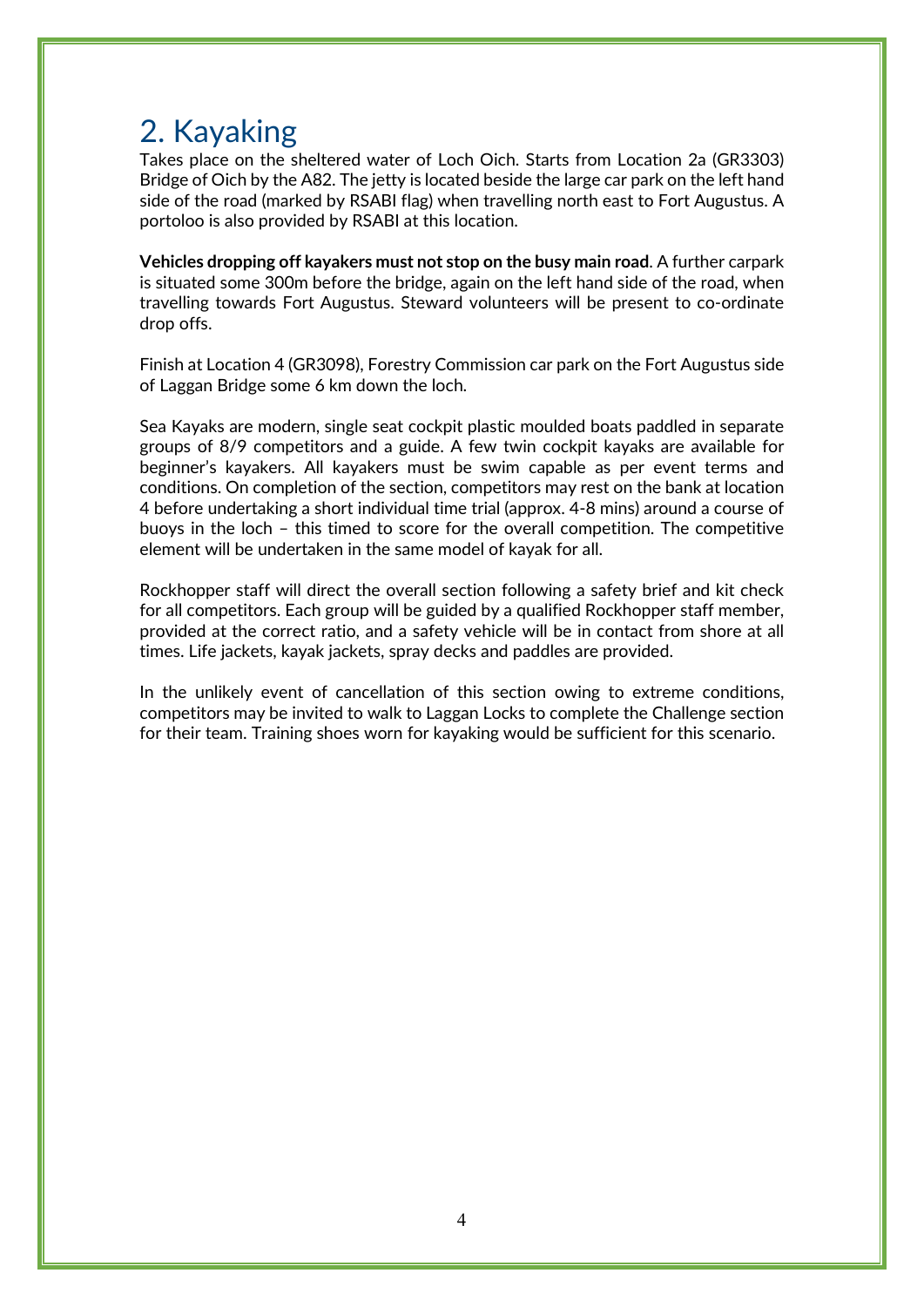## 2. Kayaking

Takes place on the sheltered water of Loch Oich. Starts from Location 2a (GR3303) Bridge of Oich by the A82. The jetty is located beside the large car park on the left hand side of the road (marked by RSABI flag) when travelling north east to Fort Augustus. A portoloo is also provided by RSABI at this location.

**Vehicles dropping off kayakers must not stop on the busy main road**. A further carpark is situated some 300m before the bridge, again on the left hand side of the road, when travelling towards Fort Augustus. Steward volunteers will be present to co-ordinate drop offs.

Finish at Location 4 (GR3098), Forestry Commission car park on the Fort Augustus side of Laggan Bridge some 6 km down the loch.

Sea Kayaks are modern, single seat cockpit plastic moulded boats paddled in separate groups of 8/9 competitors and a guide. A few twin cockpit kayaks are available for beginner's kayakers. All kayakers must be swim capable as per event terms and conditions. On completion of the section, competitors may rest on the bank at location 4 before undertaking a short individual time trial (approx. 4-8 mins) around a course of buoys in the loch – this timed to score for the overall competition. The competitive element will be undertaken in the same model of kayak for all.

Rockhopper staff will direct the overall section following a safety brief and kit check for all competitors. Each group will be guided by a qualified Rockhopper staff member, provided at the correct ratio, and a safety vehicle will be in contact from shore at all times. Life jackets, kayak jackets, spray decks and paddles are provided.

In the unlikely event of cancellation of this section owing to extreme conditions, competitors may be invited to walk to Laggan Locks to complete the Challenge section for their team. Training shoes worn for kayaking would be sufficient for this scenario.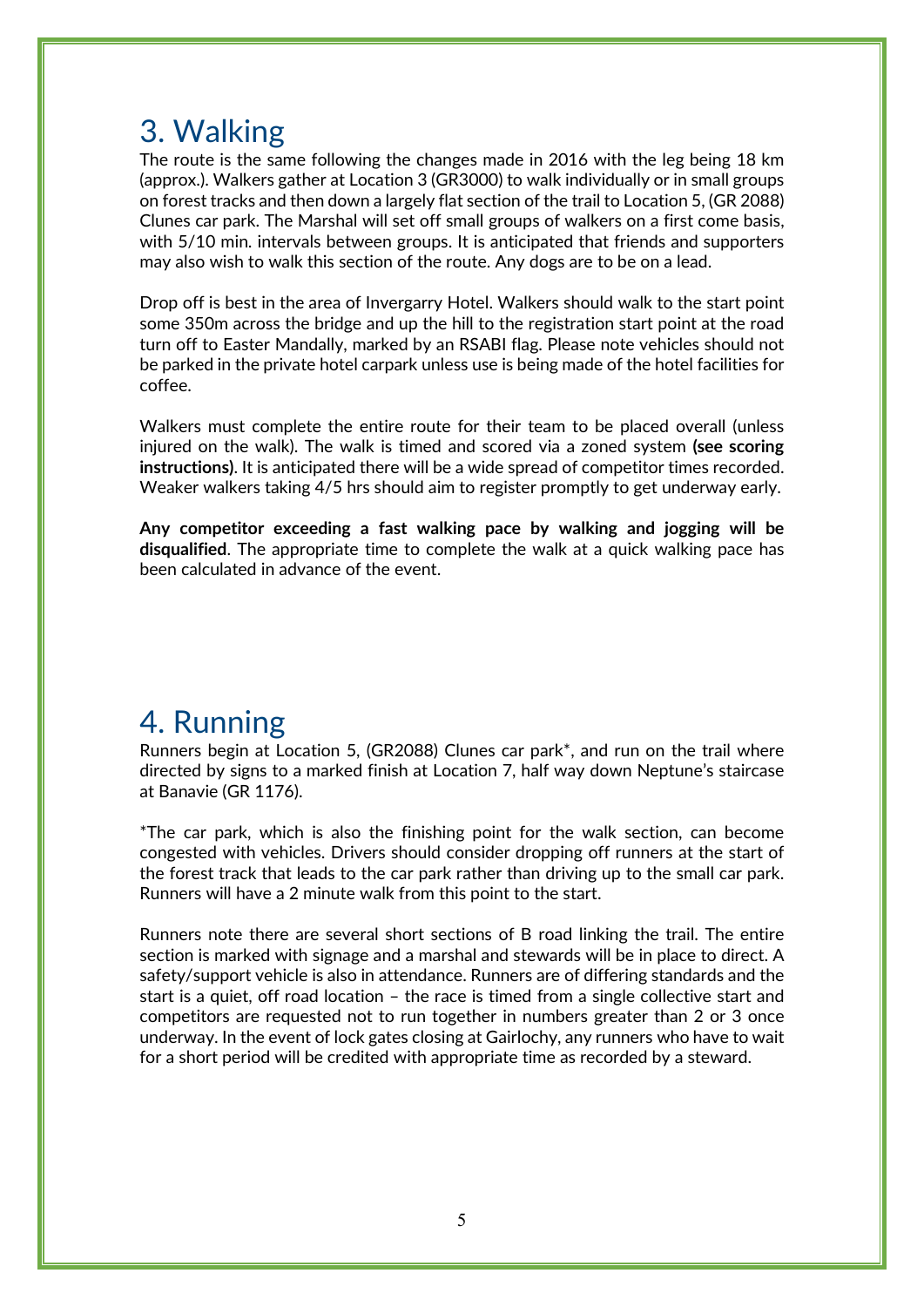## 3. Walking

The route is the same following the changes made in 2016 with the leg being 18 km (approx.). Walkers gather at Location 3 (GR3000) to walk individually or in small groups on forest tracks and then down a largely flat section of the trail to Location 5, (GR 2088) Clunes car park. The Marshal will set off small groups of walkers on a first come basis, with 5/10 min. intervals between groups. It is anticipated that friends and supporters may also wish to walk this section of the route. Any dogs are to be on a lead.

Drop off is best in the area of Invergarry Hotel. Walkers should walk to the start point some 350m across the bridge and up the hill to the registration start point at the road turn off to Easter Mandally, marked by an RSABI flag. Please note vehicles should not be parked in the private hotel carpark unless use is being made of the hotel facilities for coffee.

Walkers must complete the entire route for their team to be placed overall (unless injured on the walk). The walk is timed and scored via a zoned system **(see scoring instructions)**. It is anticipated there will be a wide spread of competitor times recorded. Weaker walkers taking 4/5 hrs should aim to register promptly to get underway early.

**Any competitor exceeding a fast walking pace by walking and jogging will be disqualified**. The appropriate time to complete the walk at a quick walking pace has been calculated in advance of the event.

## 4. Running

Runners begin at Location 5, (GR2088) Clunes car park*, and run on the trail where directed by signs to a marked finish at Location 7, half way down Neptune's staircase at Banavie (GR 1176).

*The car park, which is also the finishing point for the walk section, can become congested with vehicles. Drivers should consider dropping off runners at the start of the forest track that leads to the car park rather than driving up to the small car park. Runners will have a 2 minute walk from this point to the start.

Runners note there are several short sections of B road linking the trail. The entire section is marked with signage and a marshal and stewards will be in place to direct. A safety/support vehicle is also in attendance. Runners are of differing standards and the start is a quiet, off road location – the race is timed from a single collective start and competitors are requested not to run together in numbers greater than 2 or 3 once underway. In the event of lock gates closing at Gairlochy, any runners who have to wait for a short period will be credited with appropriate time as recorded by a steward.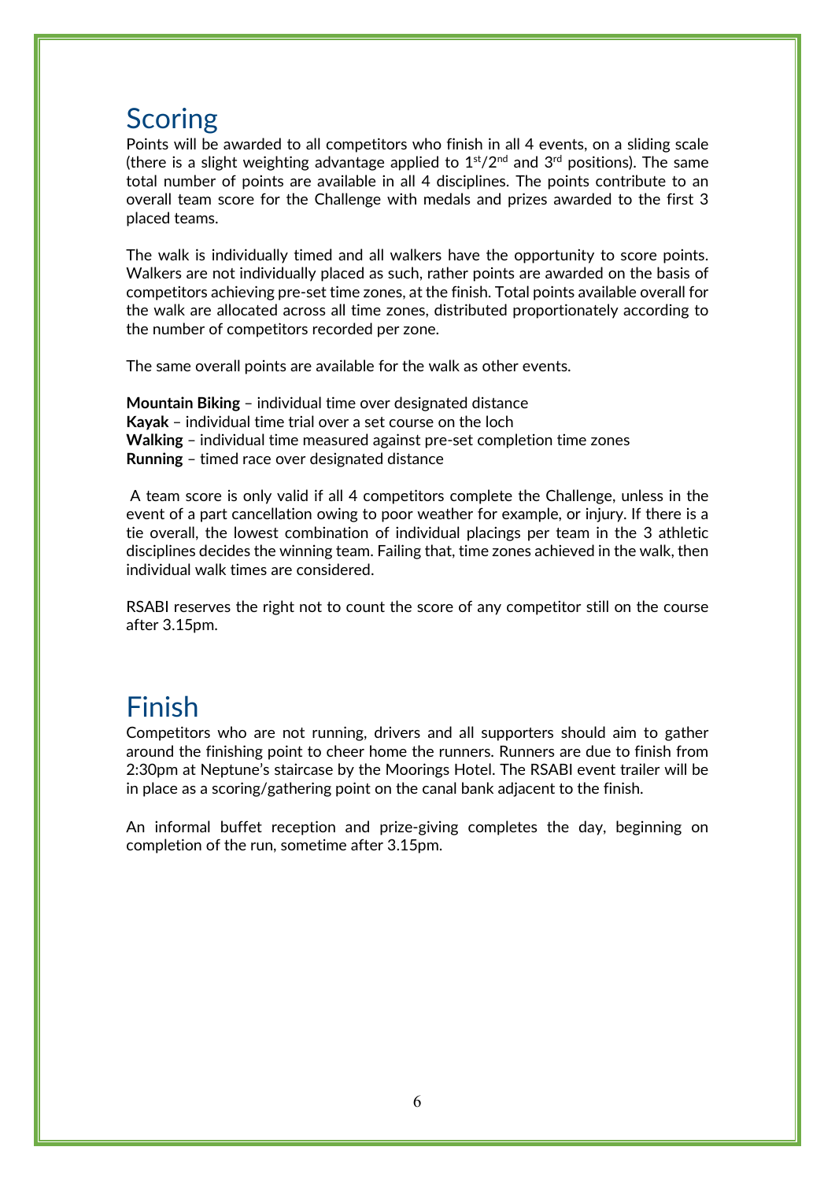## Scoring

Points will be awarded to all competitors who finish in all 4 events, on a sliding scale (there is a slight weighting advantage applied to 1st/2nd and 3rd positions). The same total number of points are available in all 4 disciplines. The points contribute to an overall team score for the Challenge with medals and prizes awarded to the first 3 placed teams.

The walk is individually timed and all walkers have the opportunity to score points. Walkers are not individually placed as such, rather points are awarded on the basis of competitors achieving pre-set time zones, at the finish. Total points available overall for the walk are allocated across all time zones, distributed proportionately according to the number of competitors recorded per zone.

The same overall points are available for the walk as other events.

**Mountain Biking** – individual time over designated distance
**Kayak** – individual time trial over a set course on the loch
**Walking** – individual time measured against pre-set completion time zones
**Running** – timed race over designated distance

A team score is only valid if all 4 competitors complete the Challenge, unless in the event of a part cancellation owing to poor weather for example, or injury. If there is a tie overall, the lowest combination of individual placings per team in the 3 athletic disciplines decides the winning team. Failing that, time zones achieved in the walk, then individual walk times are considered.

RSABI reserves the right not to count the score of any competitor still on the course after 3.15pm.

## Finish

Competitors who are not running, drivers and all supporters should aim to gather around the finishing point to cheer home the runners. Runners are due to finish from 2:30pm at Neptune's staircase by the Moorings Hotel. The RSABI event trailer will be in place as a scoring/gathering point on the canal bank adjacent to the finish.

An informal buffet reception and prize-giving completes the day, beginning on completion of the run, sometime after 3.15pm.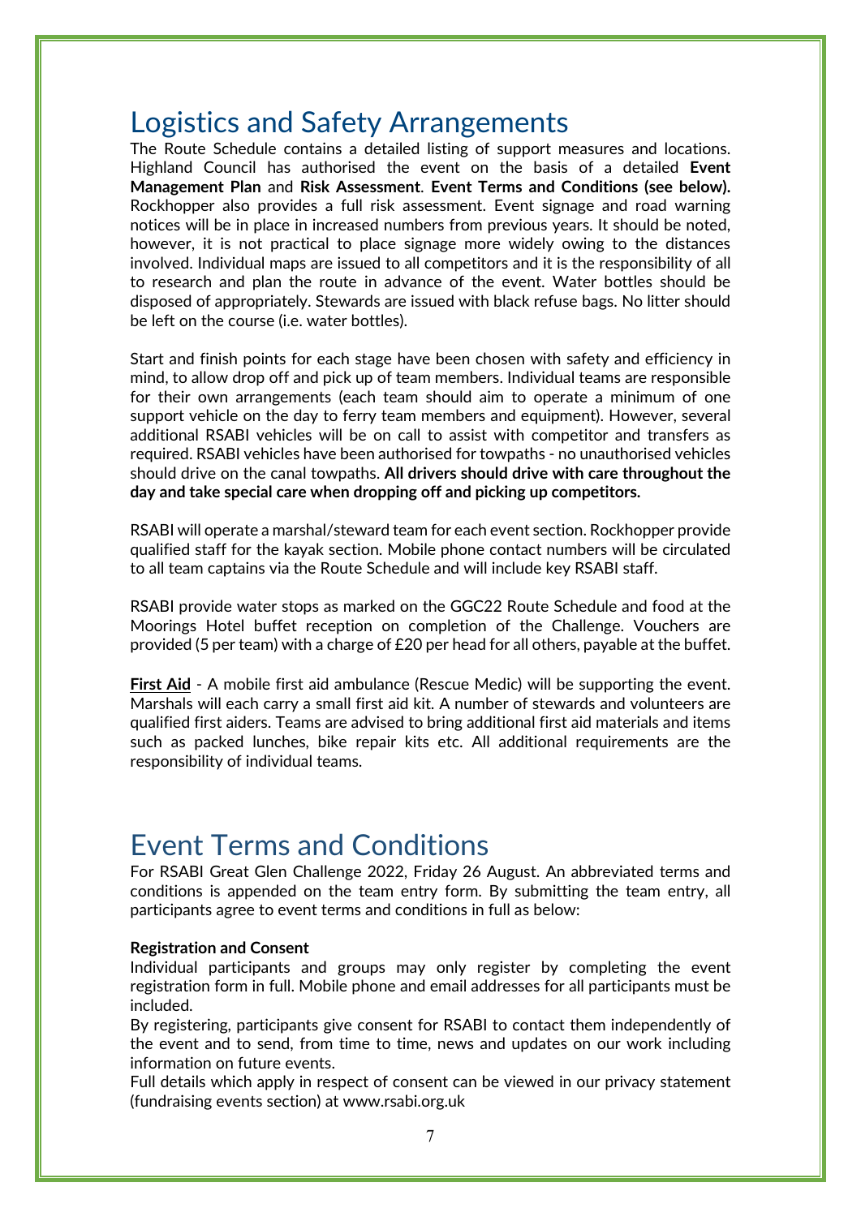## Logistics and Safety Arrangements

The Route Schedule contains a detailed listing of support measures and locations. Highland Council has authorised the event on the basis of a detailed **Event Management Plan** and **Risk Assessment**. **Event Terms and Conditions (see below).** Rockhopper also provides a full risk assessment. Event signage and road warning notices will be in place in increased numbers from previous years. It should be noted, however, it is not practical to place signage more widely owing to the distances involved. Individual maps are issued to all competitors and it is the responsibility of all to research and plan the route in advance of the event. Water bottles should be disposed of appropriately. Stewards are issued with black refuse bags. No litter should be left on the course (i.e. water bottles).

Start and finish points for each stage have been chosen with safety and efficiency in mind, to allow drop off and pick up of team members. Individual teams are responsible for their own arrangements (each team should aim to operate a minimum of one support vehicle on the day to ferry team members and equipment). However, several additional RSABI vehicles will be on call to assist with competitor and transfers as required. RSABI vehicles have been authorised for towpaths - no unauthorised vehicles should drive on the canal towpaths. **All drivers should drive with care throughout the day and take special care when dropping off and picking up competitors.**

RSABI will operate a marshal/steward team for each event section. Rockhopper provide qualified staff for the kayak section. Mobile phone contact numbers will be circulated to all team captains via the Route Schedule and will include key RSABI staff.

RSABI provide water stops as marked on the GGC22 Route Schedule and food at the Moorings Hotel buffet reception on completion of the Challenge. Vouchers are provided (5 per team) with a charge of £20 per head for all others, payable at the buffet.

**First Aid** - A mobile first aid ambulance (Rescue Medic) will be supporting the event. Marshals will each carry a small first aid kit. A number of stewards and volunteers are qualified first aiders. Teams are advised to bring additional first aid materials and items such as packed lunches, bike repair kits etc. All additional requirements are the responsibility of individual teams.

## Event Terms and Conditions

For RSABI Great Glen Challenge 2022, Friday 26 August. An abbreviated terms and conditions is appended on the team entry form. By submitting the team entry, all participants agree to event terms and conditions in full as below:

**Registration and Consent**

Individual participants and groups may only register by completing the event registration form in full. Mobile phone and email addresses for all participants must be included.

By registering, participants give consent for RSABI to contact them independently of the event and to send, from time to time, news and updates on our work including information on future events.

Full details which apply in respect of consent can be viewed in our privacy statement (fundraising events section) at www.rsabi.org.uk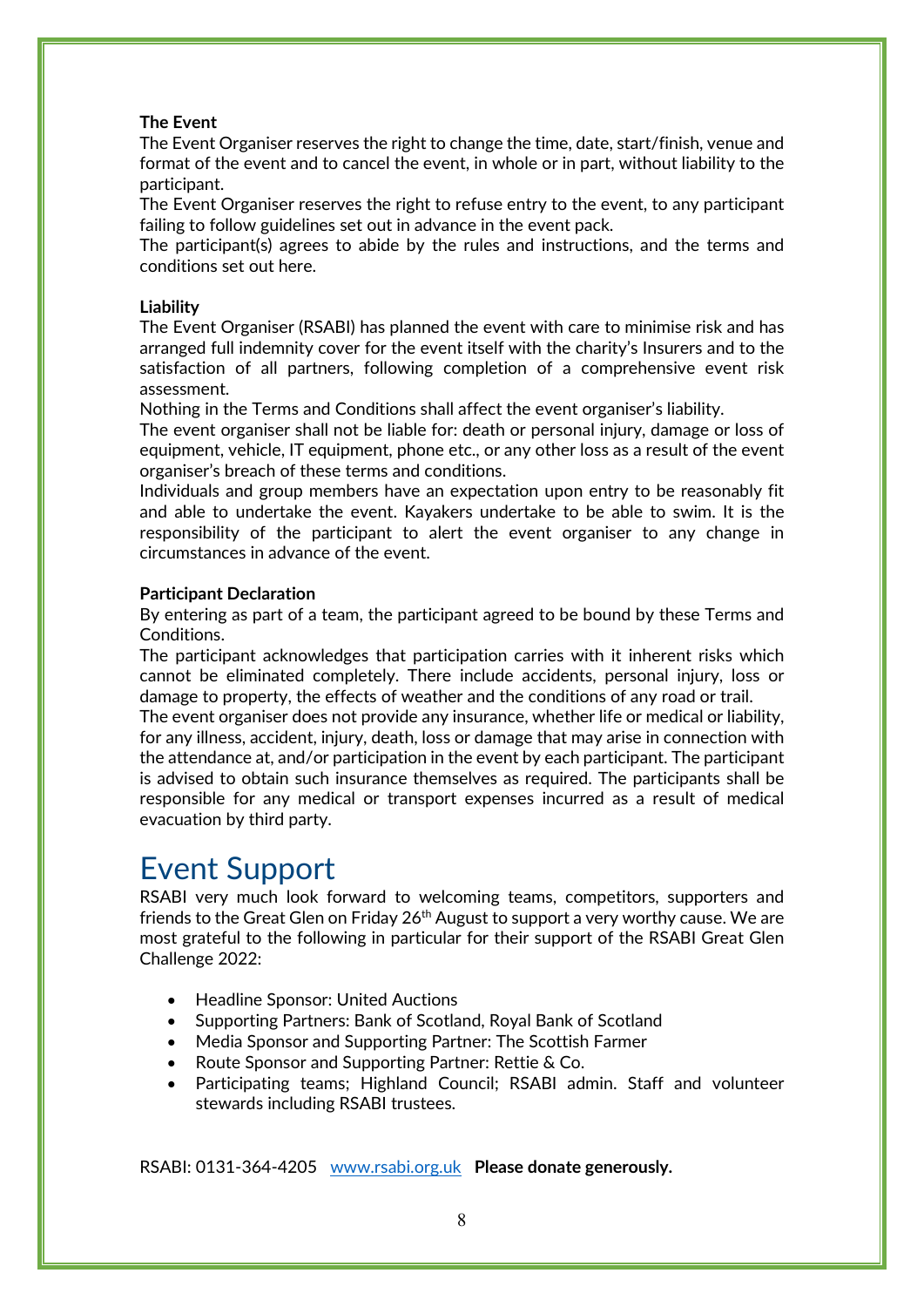**The Event**

The Event Organiser reserves the right to change the time, date, start/finish, venue and format of the event and to cancel the event, in whole or in part, without liability to the participant.

The Event Organiser reserves the right to refuse entry to the event, to any participant failing to follow guidelines set out in advance in the event pack.

The participant(s) agrees to abide by the rules and instructions, and the terms and conditions set out here.

**Liability**

The Event Organiser (RSABI) has planned the event with care to minimise risk and has arranged full indemnity cover for the event itself with the charity's Insurers and to the satisfaction of all partners, following completion of a comprehensive event risk assessment.

Nothing in the Terms and Conditions shall affect the event organiser's liability.

The event organiser shall not be liable for: death or personal injury, damage or loss of equipment, vehicle, IT equipment, phone etc., or any other loss as a result of the event organiser's breach of these terms and conditions.

Individuals and group members have an expectation upon entry to be reasonably fit and able to undertake the event. Kayakers undertake to be able to swim. It is the responsibility of the participant to alert the event organiser to any change in circumstances in advance of the event.

**Participant Declaration**

By entering as part of a team, the participant agreed to be bound by these Terms and Conditions.

The participant acknowledges that participation carries with it inherent risks which cannot be eliminated completely. There include accidents, personal injury, loss or damage to property, the effects of weather and the conditions of any road or trail.

The event organiser does not provide any insurance, whether life or medical or liability, for any illness, accident, injury, death, loss or damage that may arise in connection with the attendance at, and/or participation in the event by each participant. The participant is advised to obtain such insurance themselves as required. The participants shall be responsible for any medical or transport expenses incurred as a result of medical evacuation by third party.

# Event Support

RSABI very much look forward to welcoming teams, competitors, supporters and friends to the Great Glen on Friday 26th August to support a very worthy cause. We are most grateful to the following in particular for their support of the RSABI Great Glen Challenge 2022:

- Headline Sponsor: United Auctions
- Supporting Partners: Bank of Scotland, Royal Bank of Scotland
- Media Sponsor and Supporting Partner: The Scottish Farmer
- Route Sponsor and Supporting Partner: Rettie & Co.
- Participating teams; Highland Council; RSABI admin. Staff and volunteer stewards including RSABI trustees.

RSABI: 0131-364-4205 [www.rsabi.org.uk](http://www.rsabi.org.uk) **Please donate generously.**